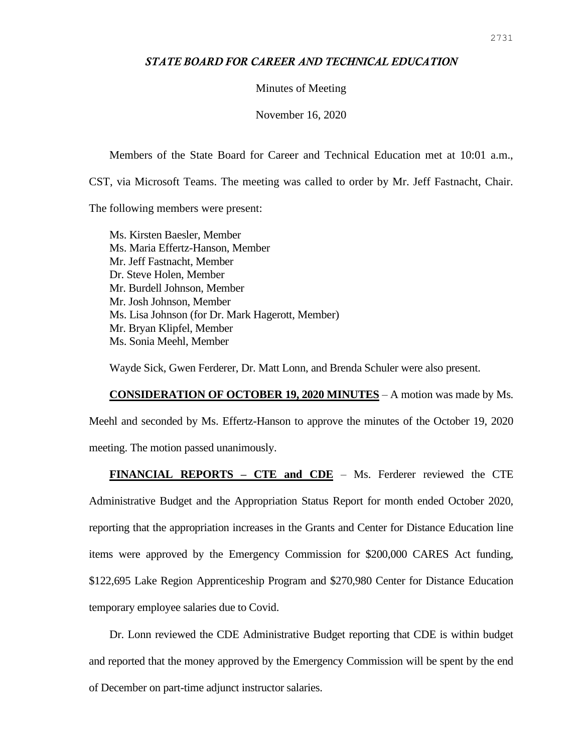***STATE BOARD FOR CAREER AND TECHNICAL EDUCATION***

Minutes of Meeting

November 16, 2020

Members of the State Board for Career and Technical Education met at 10:01 a.m., CST, via Microsoft Teams. The meeting was called to order by Mr. Jeff Fastnacht, Chair. The following members were present:

Ms. Kirsten Baesler, Member
Ms. Maria Effertz-Hanson, Member
Mr. Jeff Fastnacht, Member
Dr. Steve Holen, Member
Mr. Burdell Johnson, Member
Mr. Josh Johnson, Member
Ms. Lisa Johnson (for Dr. Mark Hagerott, Member)
Mr. Bryan Klipfel, Member
Ms. Sonia Meehl, Member

Wayde Sick, Gwen Ferderer, Dr. Matt Lonn, and Brenda Schuler were also present.

**CONSIDERATION OF OCTOBER 19, 2020 MINUTES** – A motion was made by Ms. Meehl and seconded by Ms. Effertz-Hanson to approve the minutes of the October 19, 2020 meeting. The motion passed unanimously.

**FINANCIAL REPORTS – CTE and CDE** – Ms. Ferderer reviewed the CTE Administrative Budget and the Appropriation Status Report for month ended October 2020, reporting that the appropriation increases in the Grants and Center for Distance Education line items were approved by the Emergency Commission for $200,000 CARES Act funding, $122,695 Lake Region Apprenticeship Program and $270,980 Center for Distance Education temporary employee salaries due to Covid.

Dr. Lonn reviewed the CDE Administrative Budget reporting that CDE is within budget and reported that the money approved by the Emergency Commission will be spent by the end of December on part-time adjunct instructor salaries.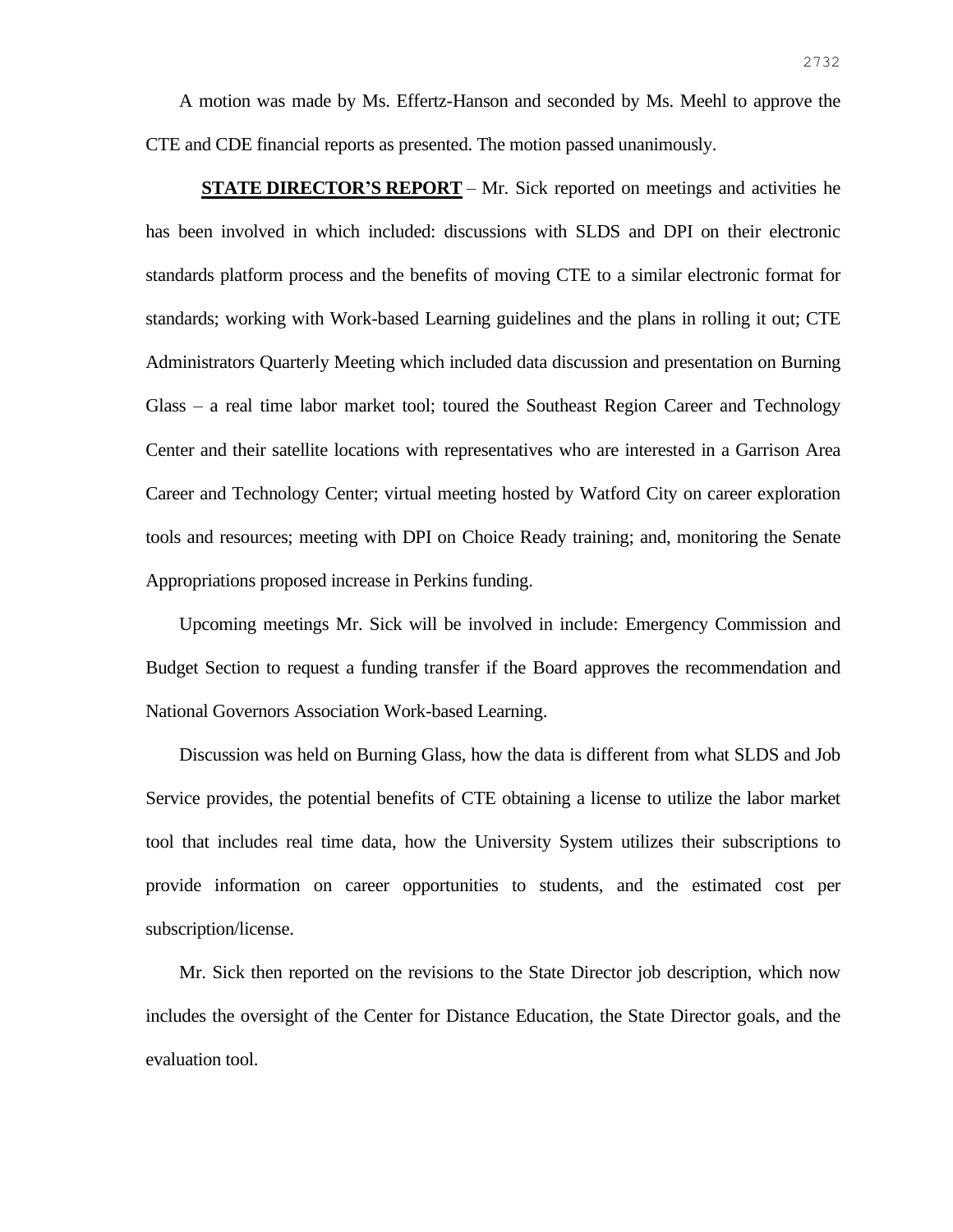A motion was made by Ms. Effertz-Hanson and seconded by Ms. Meehl to approve the CTE and CDE financial reports as presented. The motion passed unanimously.

**<u>STATE DIRECTOR'S REPORT</u>** – Mr. Sick reported on meetings and activities he has been involved in which included: discussions with SLDS and DPI on their electronic standards platform process and the benefits of moving CTE to a similar electronic format for standards; working with Work-based Learning guidelines and the plans in rolling it out; CTE Administrators Quarterly Meeting which included data discussion and presentation on Burning Glass – a real time labor market tool; toured the Southeast Region Career and Technology Center and their satellite locations with representatives who are interested in a Garrison Area Career and Technology Center; virtual meeting hosted by Watford City on career exploration tools and resources; meeting with DPI on Choice Ready training; and, monitoring the Senate Appropriations proposed increase in Perkins funding.

Upcoming meetings Mr. Sick will be involved in include: Emergency Commission and Budget Section to request a funding transfer if the Board approves the recommendation and National Governors Association Work-based Learning.

Discussion was held on Burning Glass, how the data is different from what SLDS and Job Service provides, the potential benefits of CTE obtaining a license to utilize the labor market tool that includes real time data, how the University System utilizes their subscriptions to provide information on career opportunities to students, and the estimated cost per subscription/license.

Mr. Sick then reported on the revisions to the State Director job description, which now includes the oversight of the Center for Distance Education, the State Director goals, and the evaluation tool.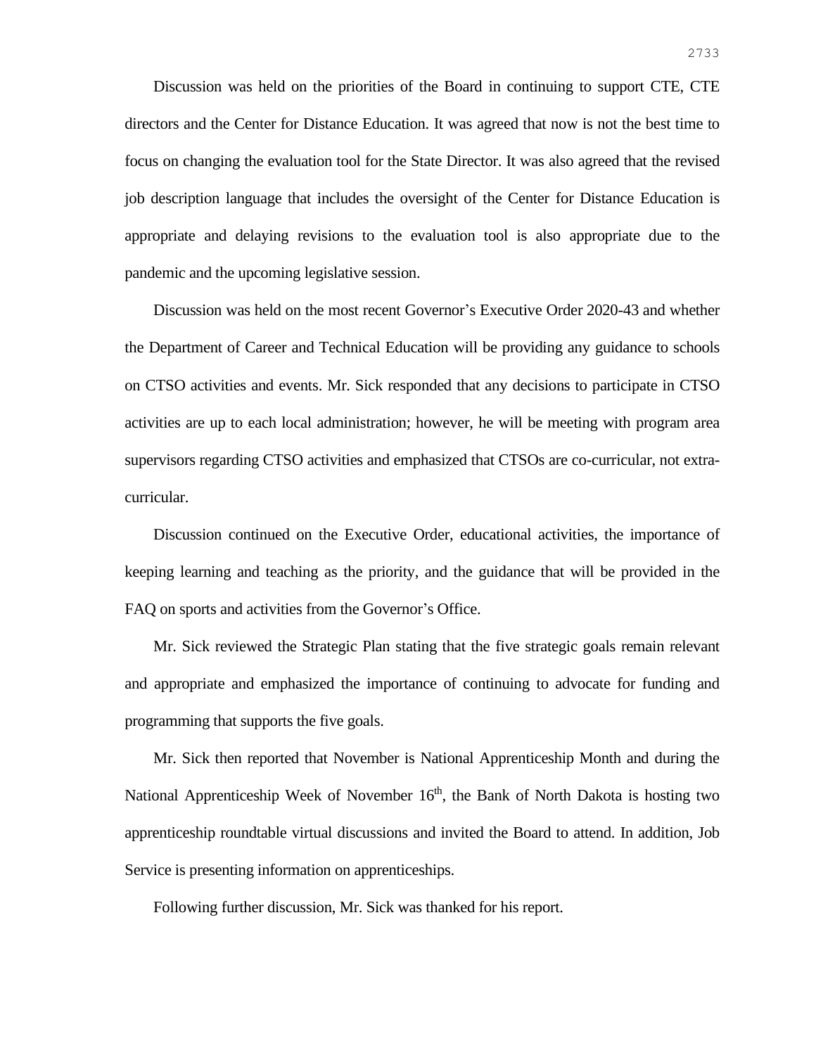Discussion was held on the priorities of the Board in continuing to support CTE, CTE directors and the Center for Distance Education. It was agreed that now is not the best time to focus on changing the evaluation tool for the State Director. It was also agreed that the revised job description language that includes the oversight of the Center for Distance Education is appropriate and delaying revisions to the evaluation tool is also appropriate due to the pandemic and the upcoming legislative session.

Discussion was held on the most recent Governor's Executive Order 2020-43 and whether the Department of Career and Technical Education will be providing any guidance to schools on CTSO activities and events. Mr. Sick responded that any decisions to participate in CTSO activities are up to each local administration; however, he will be meeting with program area supervisors regarding CTSO activities and emphasized that CTSOs are co-curricular, not extra-curricular.

Discussion continued on the Executive Order, educational activities, the importance of keeping learning and teaching as the priority, and the guidance that will be provided in the FAQ on sports and activities from the Governor's Office.

Mr. Sick reviewed the Strategic Plan stating that the five strategic goals remain relevant and appropriate and emphasized the importance of continuing to advocate for funding and programming that supports the five goals.

Mr. Sick then reported that November is National Apprenticeship Month and during the National Apprenticeship Week of November 16th, the Bank of North Dakota is hosting two apprenticeship roundtable virtual discussions and invited the Board to attend. In addition, Job Service is presenting information on apprenticeships.

Following further discussion, Mr. Sick was thanked for his report.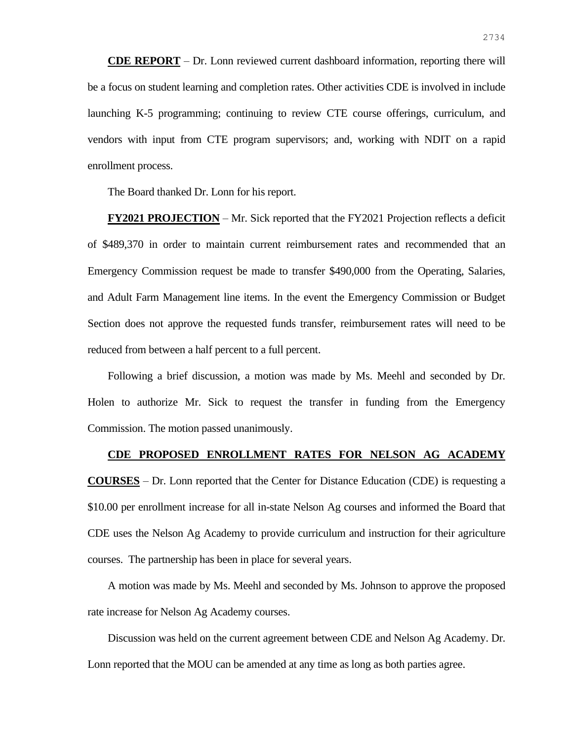**CDE REPORT** – Dr. Lonn reviewed current dashboard information, reporting there will be a focus on student learning and completion rates. Other activities CDE is involved in include launching K-5 programming; continuing to review CTE course offerings, curriculum, and vendors with input from CTE program supervisors; and, working with NDIT on a rapid enrollment process.

The Board thanked Dr. Lonn for his report.

**FY2021 PROJECTION** – Mr. Sick reported that the FY2021 Projection reflects a deficit of $489,370 in order to maintain current reimbursement rates and recommended that an Emergency Commission request be made to transfer $490,000 from the Operating, Salaries, and Adult Farm Management line items. In the event the Emergency Commission or Budget Section does not approve the requested funds transfer, reimbursement rates will need to be reduced from between a half percent to a full percent.

Following a brief discussion, a motion was made by Ms. Meehl and seconded by Dr. Holen to authorize Mr. Sick to request the transfer in funding from the Emergency Commission. The motion passed unanimously.

**CDE PROPOSED ENROLLMENT RATES FOR NELSON AG ACADEMY COURSES** – Dr. Lonn reported that the Center for Distance Education (CDE) is requesting a $10.00 per enrollment increase for all in-state Nelson Ag courses and informed the Board that CDE uses the Nelson Ag Academy to provide curriculum and instruction for their agriculture courses. The partnership has been in place for several years.

A motion was made by Ms. Meehl and seconded by Ms. Johnson to approve the proposed rate increase for Nelson Ag Academy courses.

Discussion was held on the current agreement between CDE and Nelson Ag Academy. Dr. Lonn reported that the MOU can be amended at any time as long as both parties agree.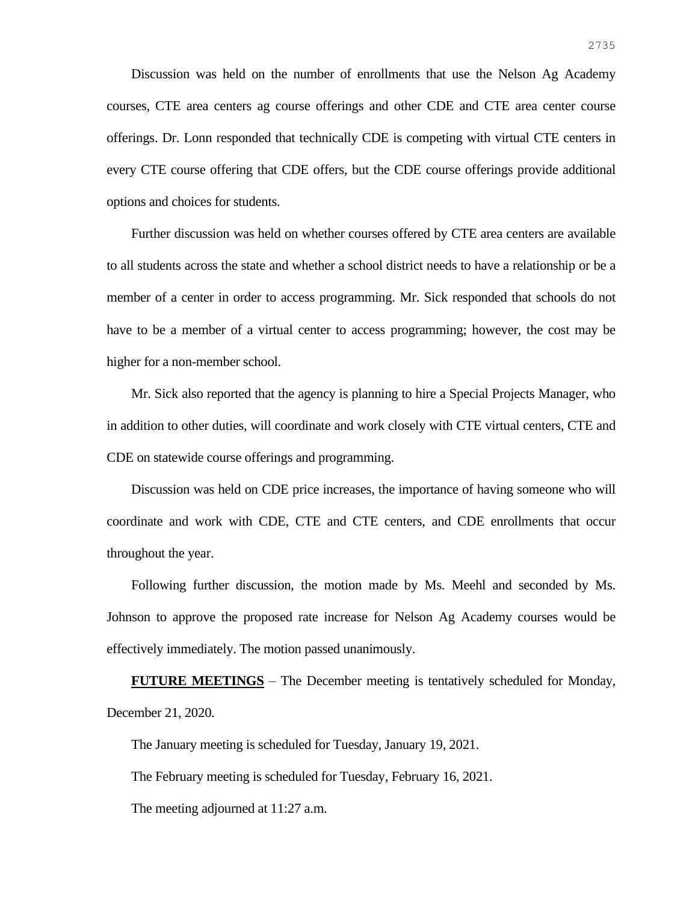Discussion was held on the number of enrollments that use the Nelson Ag Academy courses, CTE area centers ag course offerings and other CDE and CTE area center course offerings. Dr. Lonn responded that technically CDE is competing with virtual CTE centers in every CTE course offering that CDE offers, but the CDE course offerings provide additional options and choices for students.

Further discussion was held on whether courses offered by CTE area centers are available to all students across the state and whether a school district needs to have a relationship or be a member of a center in order to access programming. Mr. Sick responded that schools do not have to be a member of a virtual center to access programming; however, the cost may be higher for a non-member school.

Mr. Sick also reported that the agency is planning to hire a Special Projects Manager, who in addition to other duties, will coordinate and work closely with CTE virtual centers, CTE and CDE on statewide course offerings and programming.

Discussion was held on CDE price increases, the importance of having someone who will coordinate and work with CDE, CTE and CTE centers, and CDE enrollments that occur throughout the year.

Following further discussion, the motion made by Ms. Meehl and seconded by Ms. Johnson to approve the proposed rate increase for Nelson Ag Academy courses would be effectively immediately. The motion passed unanimously.

**FUTURE MEETINGS** – The December meeting is tentatively scheduled for Monday, December 21, 2020.

The January meeting is scheduled for Tuesday, January 19, 2021.

The February meeting is scheduled for Tuesday, February 16, 2021.

The meeting adjourned at 11:27 a.m.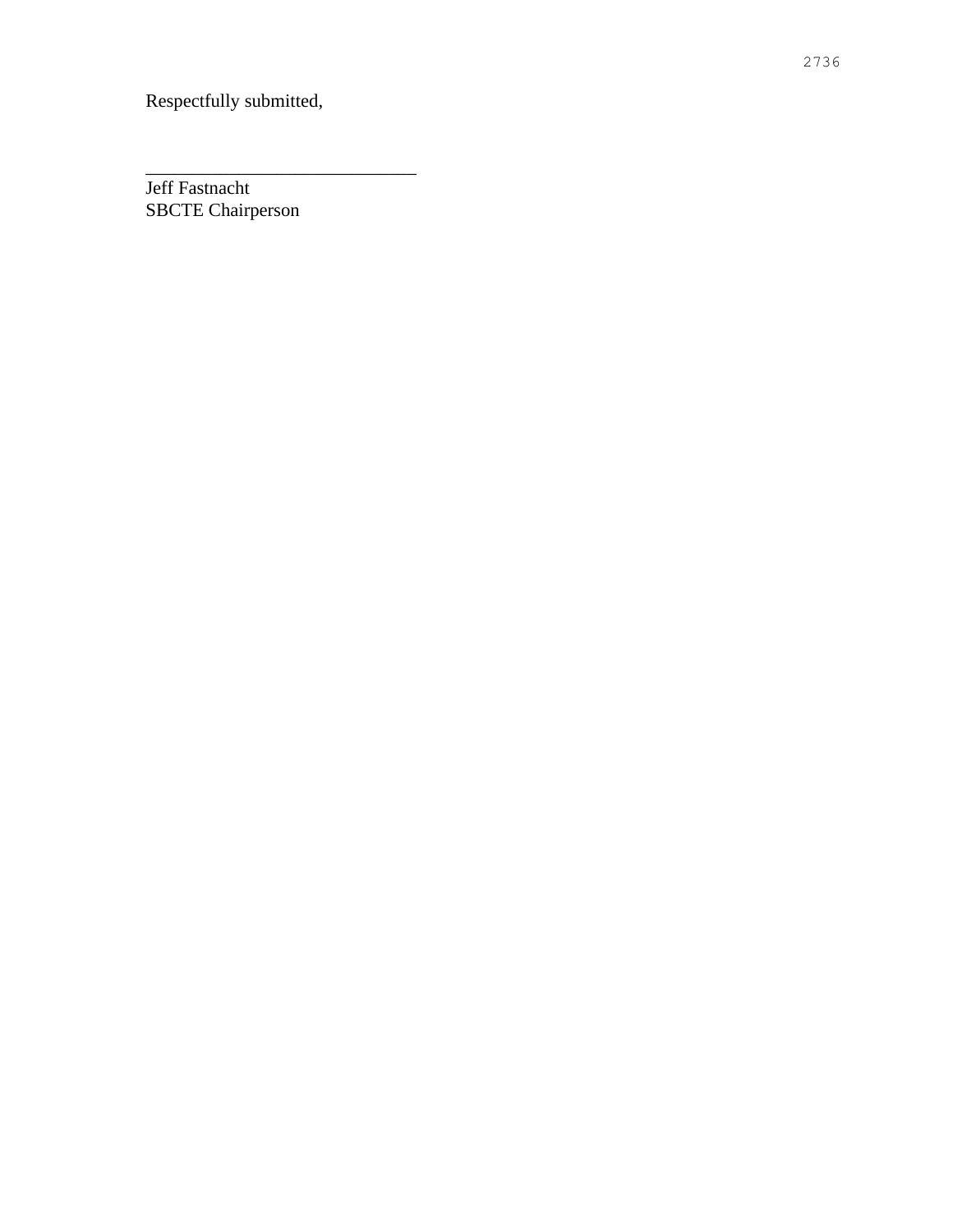Respectfully submitted,

_______________________________

Jeff Fastnacht
SBCTE Chairperson